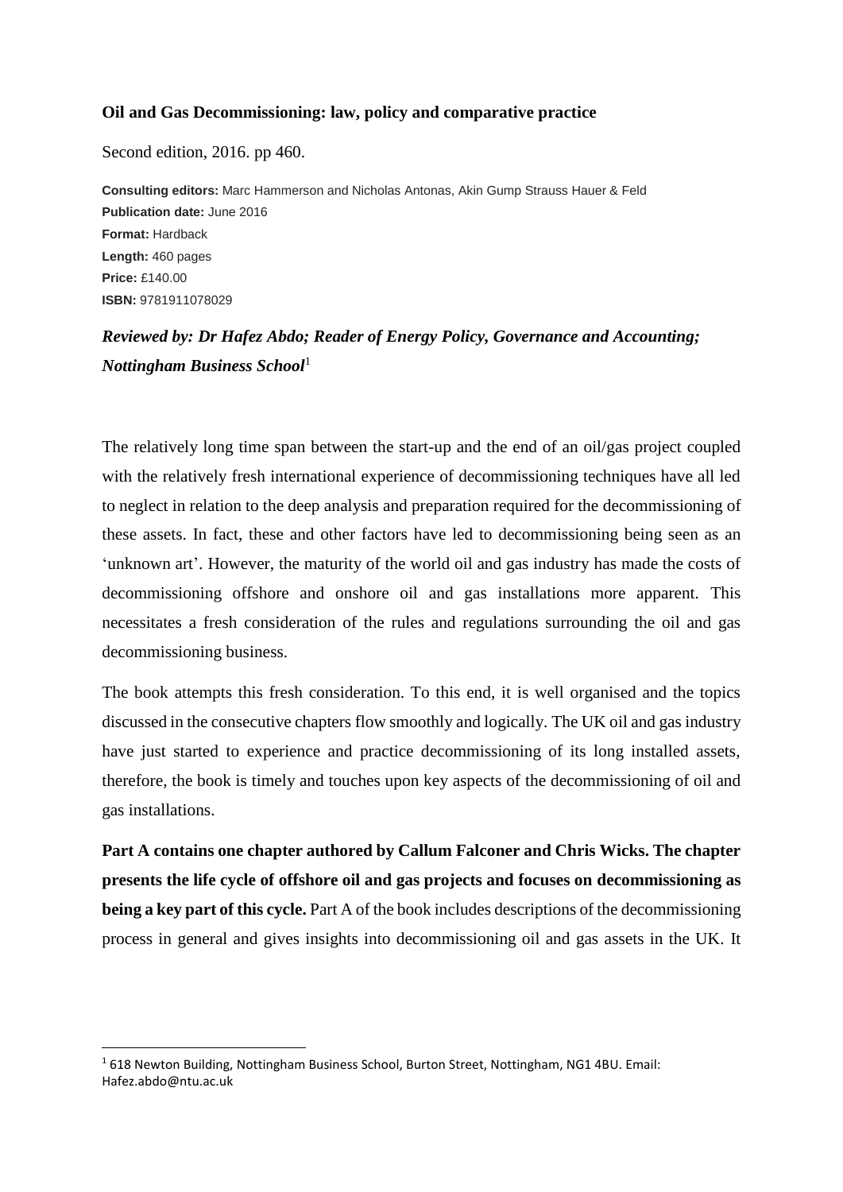**Oil and Gas Decommissioning: law, policy and comparative practice**

Second edition, 2016. pp 460.

**Consulting editors:** Marc Hammerson and Nicholas Antonas, Akin Gump Strauss Hauer & Feld
**Publication date:** June 2016
**Format:** Hardback
**Length:** 460 pages
**Price:** £140.00
**ISBN:** 9781911078029

***Reviewed by: Dr Hafez Abdo; Reader of Energy Policy, Governance and Accounting; Nottingham Business School***[1]

The relatively long time span between the start-up and the end of an oil/gas project coupled with the relatively fresh international experience of decommissioning techniques have all led to neglect in relation to the deep analysis and preparation required for the decommissioning of these assets. In fact, these and other factors have led to decommissioning being seen as an 'unknown art'. However, the maturity of the world oil and gas industry has made the costs of decommissioning offshore and onshore oil and gas installations more apparent. This necessitates a fresh consideration of the rules and regulations surrounding the oil and gas decommissioning business.

The book attempts this fresh consideration. To this end, it is well organised and the topics discussed in the consecutive chapters flow smoothly and logically. The UK oil and gas industry have just started to experience and practice decommissioning of its long installed assets, therefore, the book is timely and touches upon key aspects of the decommissioning of oil and gas installations.

**Part A contains one chapter authored by Callum Falconer and Chris Wicks. The chapter presents the life cycle of offshore oil and gas projects and focuses on decommissioning as being a key part of this cycle.** Part A of the book includes descriptions of the decommissioning process in general and gives insights into decommissioning oil and gas assets in the UK. It

[1] 618 Newton Building, Nottingham Business School, Burton Street, Nottingham, NG1 4BU. Email: Hafez.abdo@ntu.ac.uk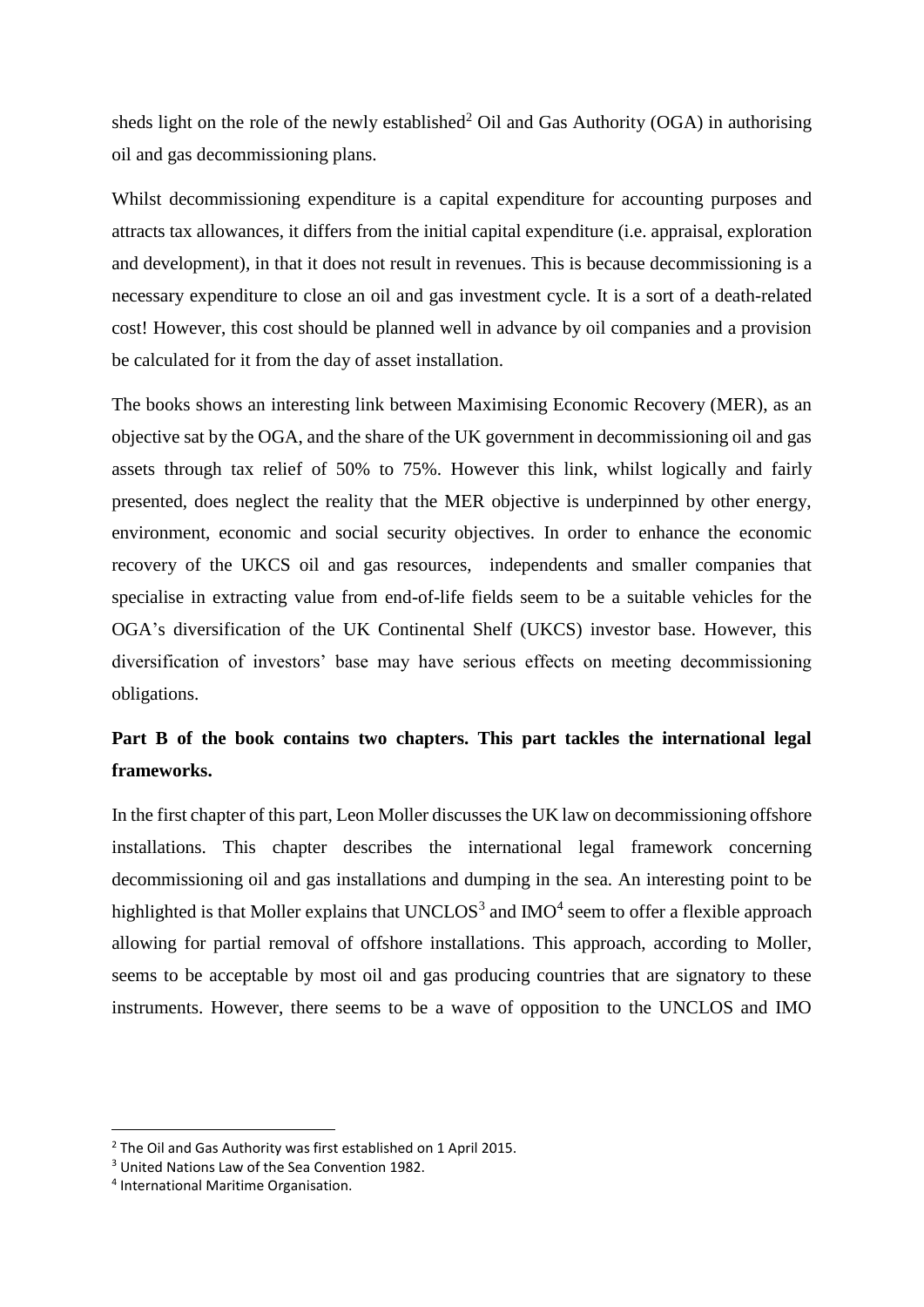sheds light on the role of the newly established[2] Oil and Gas Authority (OGA) in authorising oil and gas decommissioning plans.

Whilst decommissioning expenditure is a capital expenditure for accounting purposes and attracts tax allowances, it differs from the initial capital expenditure (i.e. appraisal, exploration and development), in that it does not result in revenues. This is because decommissioning is a necessary expenditure to close an oil and gas investment cycle. It is a sort of a death-related cost! However, this cost should be planned well in advance by oil companies and a provision be calculated for it from the day of asset installation.

The books shows an interesting link between Maximising Economic Recovery (MER), as an objective sat by the OGA, and the share of the UK government in decommissioning oil and gas assets through tax relief of 50% to 75%. However this link, whilst logically and fairly presented, does neglect the reality that the MER objective is underpinned by other energy, environment, economic and social security objectives. In order to enhance the economic recovery of the UKCS oil and gas resources, independents and smaller companies that specialise in extracting value from end-of-life fields seem to be a suitable vehicles for the OGA's diversification of the UK Continental Shelf (UKCS) investor base. However, this diversification of investors' base may have serious effects on meeting decommissioning obligations.

**Part B of the book contains two chapters. This part tackles the international legal frameworks.**

In the first chapter of this part, Leon Moller discusses the UK law on decommissioning offshore installations. This chapter describes the international legal framework concerning decommissioning oil and gas installations and dumping in the sea. An interesting point to be highlighted is that Moller explains that UNCLOS[3] and IMO[4] seem to offer a flexible approach allowing for partial removal of offshore installations. This approach, according to Moller, seems to be acceptable by most oil and gas producing countries that are signatory to these instruments. However, there seems to be a wave of opposition to the UNCLOS and IMO

[2] The Oil and Gas Authority was first established on 1 April 2015.

[3] United Nations Law of the Sea Convention 1982.

[4] International Maritime Organisation.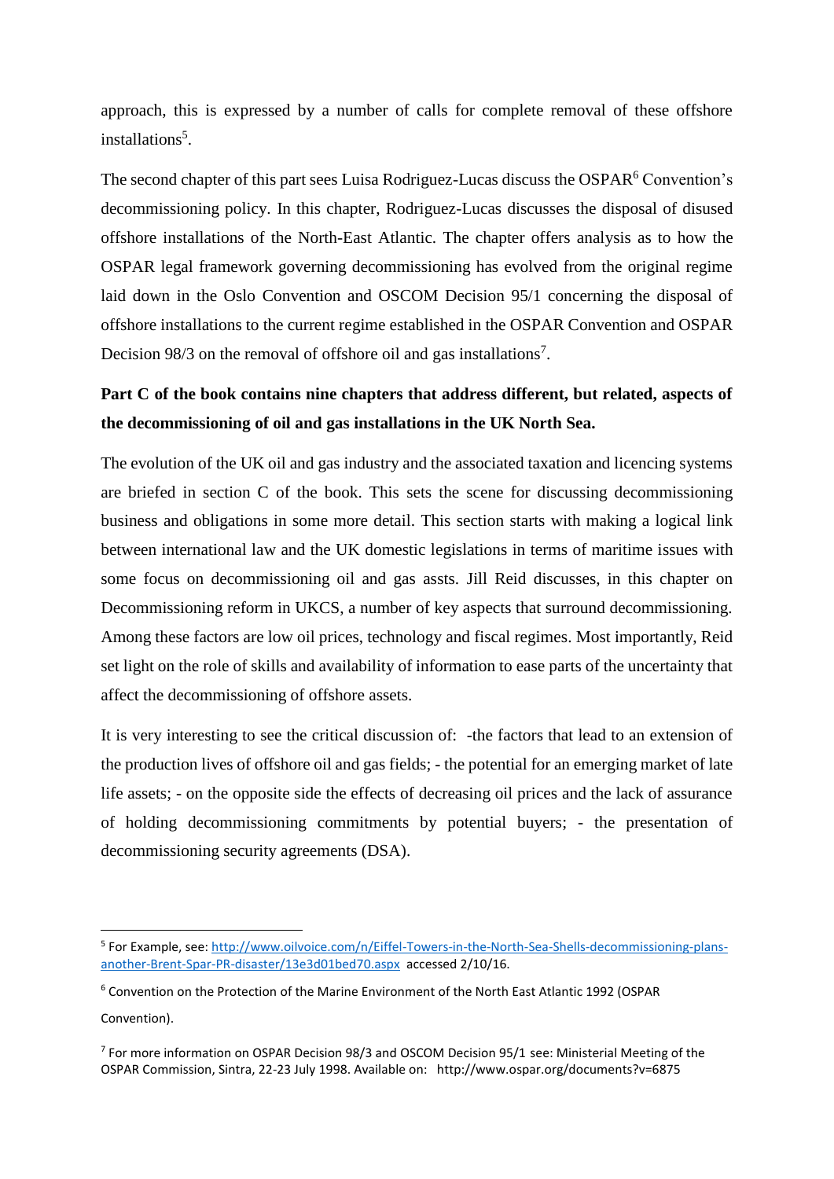approach, this is expressed by a number of calls for complete removal of these offshore installations[5].

The second chapter of this part sees Luisa Rodriguez-Lucas discuss the OSPAR[6] Convention's decommissioning policy. In this chapter, Rodriguez-Lucas discusses the disposal of disused offshore installations of the North-East Atlantic. The chapter offers analysis as to how the OSPAR legal framework governing decommissioning has evolved from the original regime laid down in the Oslo Convention and OSCOM Decision 95/1 concerning the disposal of offshore installations to the current regime established in the OSPAR Convention and OSPAR Decision 98/3 on the removal of offshore oil and gas installations[7].

**Part C of the book contains nine chapters that address different, but related, aspects of the decommissioning of oil and gas installations in the UK North Sea.**

The evolution of the UK oil and gas industry and the associated taxation and licencing systems are briefed in section C of the book. This sets the scene for discussing decommissioning business and obligations in some more detail. This section starts with making a logical link between international law and the UK domestic legislations in terms of maritime issues with some focus on decommissioning oil and gas assts. Jill Reid discusses, in this chapter on Decommissioning reform in UKCS, a number of key aspects that surround decommissioning. Among these factors are low oil prices, technology and fiscal regimes. Most importantly, Reid set light on the role of skills and availability of information to ease parts of the uncertainty that affect the decommissioning of offshore assets.

It is very interesting to see the critical discussion of: -the factors that lead to an extension of the production lives of offshore oil and gas fields; - the potential for an emerging market of late life assets; - on the opposite side the effects of decreasing oil prices and the lack of assurance of holding decommissioning commitments by potential buyers; - the presentation of decommissioning security agreements (DSA).

---

[5] For Example, see: http://www.oilvoice.com/n/Eiffel-Towers-in-the-North-Sea-Shells-decommissioning-plans-another-Brent-Spar-PR-disaster/13e3d01bed70.aspx accessed 2/10/16.

[6] Convention on the Protection of the Marine Environment of the North East Atlantic 1992 (OSPAR Convention).

[7] For more information on OSPAR Decision 98/3 and OSCOM Decision 95/1 see: Ministerial Meeting of the OSPAR Commission, Sintra, 22-23 July 1998. Available on: http://www.ospar.org/documents?v=6875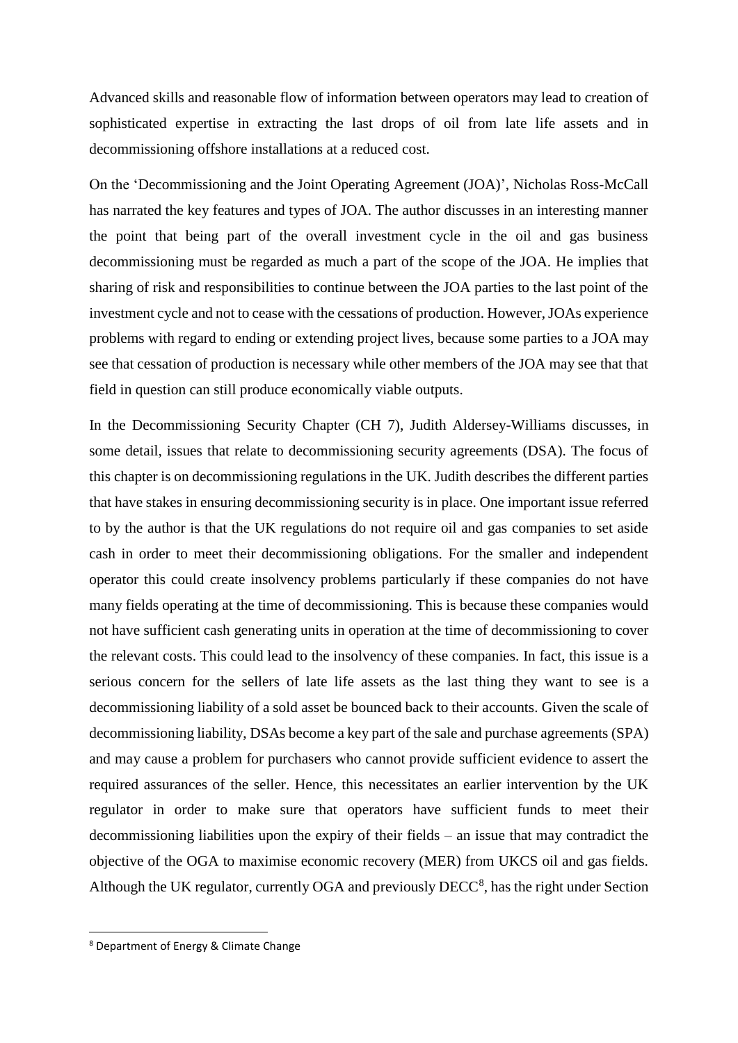Advanced skills and reasonable flow of information between operators may lead to creation of sophisticated expertise in extracting the last drops of oil from late life assets and in decommissioning offshore installations at a reduced cost.

On the 'Decommissioning and the Joint Operating Agreement (JOA)', Nicholas Ross-McCall has narrated the key features and types of JOA. The author discusses in an interesting manner the point that being part of the overall investment cycle in the oil and gas business decommissioning must be regarded as much a part of the scope of the JOA. He implies that sharing of risk and responsibilities to continue between the JOA parties to the last point of the investment cycle and not to cease with the cessations of production. However, JOAs experience problems with regard to ending or extending project lives, because some parties to a JOA may see that cessation of production is necessary while other members of the JOA may see that that field in question can still produce economically viable outputs.

In the Decommissioning Security Chapter (CH 7), Judith Aldersey-Williams discusses, in some detail, issues that relate to decommissioning security agreements (DSA). The focus of this chapter is on decommissioning regulations in the UK. Judith describes the different parties that have stakes in ensuring decommissioning security is in place. One important issue referred to by the author is that the UK regulations do not require oil and gas companies to set aside cash in order to meet their decommissioning obligations. For the smaller and independent operator this could create insolvency problems particularly if these companies do not have many fields operating at the time of decommissioning. This is because these companies would not have sufficient cash generating units in operation at the time of decommissioning to cover the relevant costs. This could lead to the insolvency of these companies. In fact, this issue is a serious concern for the sellers of late life assets as the last thing they want to see is a decommissioning liability of a sold asset be bounced back to their accounts. Given the scale of decommissioning liability, DSAs become a key part of the sale and purchase agreements (SPA) and may cause a problem for purchasers who cannot provide sufficient evidence to assert the required assurances of the seller. Hence, this necessitates an earlier intervention by the UK regulator in order to make sure that operators have sufficient funds to meet their decommissioning liabilities upon the expiry of their fields – an issue that may contradict the objective of the OGA to maximise economic recovery (MER) from UKCS oil and gas fields. Although the UK regulator, currently OGA and previously DECC[8], has the right under Section

[8] Department of Energy & Climate Change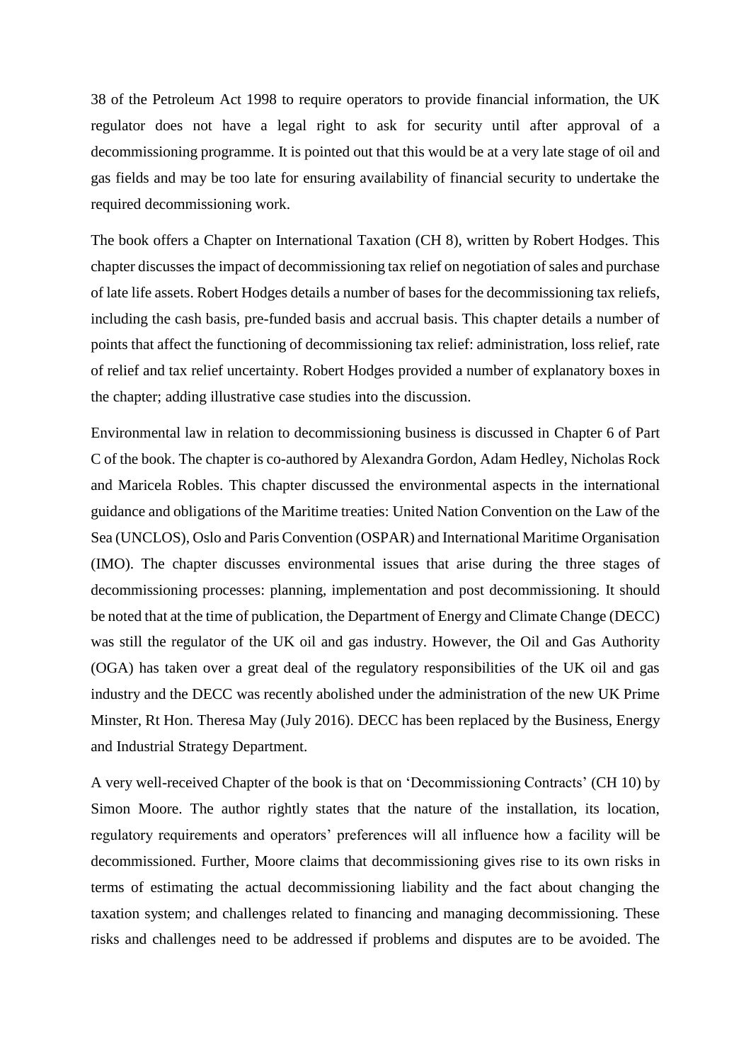38 of the Petroleum Act 1998 to require operators to provide financial information, the UK regulator does not have a legal right to ask for security until after approval of a decommissioning programme. It is pointed out that this would be at a very late stage of oil and gas fields and may be too late for ensuring availability of financial security to undertake the required decommissioning work.

The book offers a Chapter on International Taxation (CH 8), written by Robert Hodges. This chapter discusses the impact of decommissioning tax relief on negotiation of sales and purchase of late life assets. Robert Hodges details a number of bases for the decommissioning tax reliefs, including the cash basis, pre-funded basis and accrual basis. This chapter details a number of points that affect the functioning of decommissioning tax relief: administration, loss relief, rate of relief and tax relief uncertainty. Robert Hodges provided a number of explanatory boxes in the chapter; adding illustrative case studies into the discussion.

Environmental law in relation to decommissioning business is discussed in Chapter 6 of Part C of the book. The chapter is co-authored by Alexandra Gordon, Adam Hedley, Nicholas Rock and Maricela Robles. This chapter discussed the environmental aspects in the international guidance and obligations of the Maritime treaties: United Nation Convention on the Law of the Sea (UNCLOS), Oslo and Paris Convention (OSPAR) and International Maritime Organisation (IMO). The chapter discusses environmental issues that arise during the three stages of decommissioning processes: planning, implementation and post decommissioning. It should be noted that at the time of publication, the Department of Energy and Climate Change (DECC) was still the regulator of the UK oil and gas industry. However, the Oil and Gas Authority (OGA) has taken over a great deal of the regulatory responsibilities of the UK oil and gas industry and the DECC was recently abolished under the administration of the new UK Prime Minster, Rt Hon. Theresa May (July 2016). DECC has been replaced by the Business, Energy and Industrial Strategy Department.

A very well-received Chapter of the book is that on 'Decommissioning Contracts' (CH 10) by Simon Moore. The author rightly states that the nature of the installation, its location, regulatory requirements and operators' preferences will all influence how a facility will be decommissioned. Further, Moore claims that decommissioning gives rise to its own risks in terms of estimating the actual decommissioning liability and the fact about changing the taxation system; and challenges related to financing and managing decommissioning. These risks and challenges need to be addressed if problems and disputes are to be avoided. The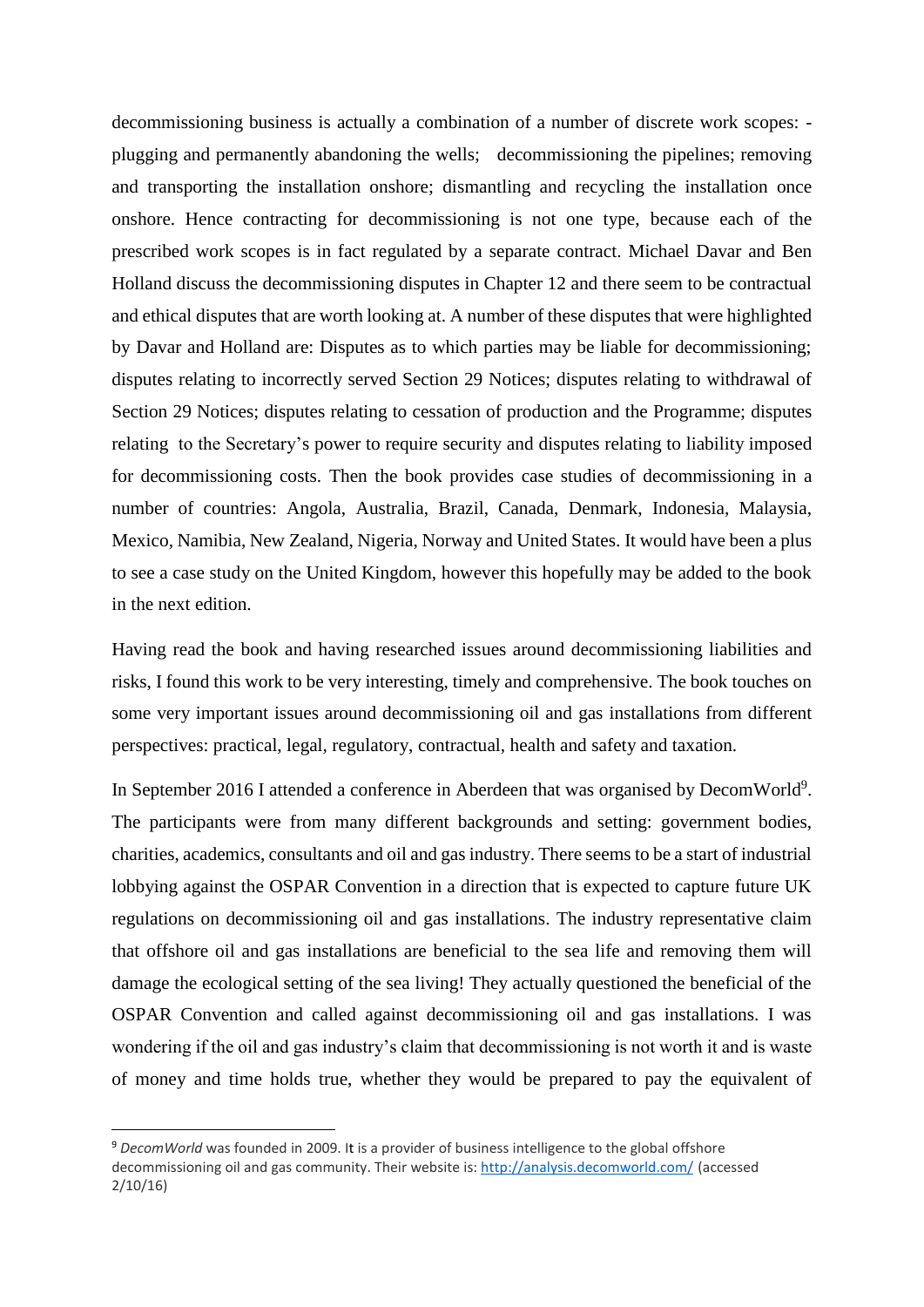decommissioning business is actually a combination of a number of discrete work scopes: - plugging and permanently abandoning the wells;   decommissioning the pipelines; removing and transporting the installation onshore; dismantling and recycling the installation once onshore. Hence contracting for decommissioning is not one type, because each of the prescribed work scopes is in fact regulated by a separate contract. Michael Davar and Ben Holland discuss the decommissioning disputes in Chapter 12 and there seem to be contractual and ethical disputes that are worth looking at. A number of these disputes that were highlighted by Davar and Holland are: Disputes as to which parties may be liable for decommissioning; disputes relating to incorrectly served Section 29 Notices; disputes relating to withdrawal of Section 29 Notices; disputes relating to cessation of production and the Programme; disputes relating  to the Secretary's power to require security and disputes relating to liability imposed for decommissioning costs. Then the book provides case studies of decommissioning in a number of countries: Angola, Australia, Brazil, Canada, Denmark, Indonesia, Malaysia, Mexico, Namibia, New Zealand, Nigeria, Norway and United States. It would have been a plus to see a case study on the United Kingdom, however this hopefully may be added to the book in the next edition.

Having read the book and having researched issues around decommissioning liabilities and risks, I found this work to be very interesting, timely and comprehensive. The book touches on some very important issues around decommissioning oil and gas installations from different perspectives: practical, legal, regulatory, contractual, health and safety and taxation.

In September 2016 I attended a conference in Aberdeen that was organised by DecomWorld[9]. The participants were from many different backgrounds and setting: government bodies, charities, academics, consultants and oil and gas industry. There seems to be a start of industrial lobbying against the OSPAR Convention in a direction that is expected to capture future UK regulations on decommissioning oil and gas installations. The industry representative claim that offshore oil and gas installations are beneficial to the sea life and removing them will damage the ecological setting of the sea living! They actually questioned the beneficial of the OSPAR Convention and called against decommissioning oil and gas installations. I was wondering if the oil and gas industry's claim that decommissioning is not worth it and is waste of money and time holds true, whether they would be prepared to pay the equivalent of

---

[9] *DecomWorld* was founded in 2009. It is a provider of business intelligence to the global offshore decommissioning oil and gas community. Their website is: http://analysis.decomworld.com/ (accessed 2/10/16)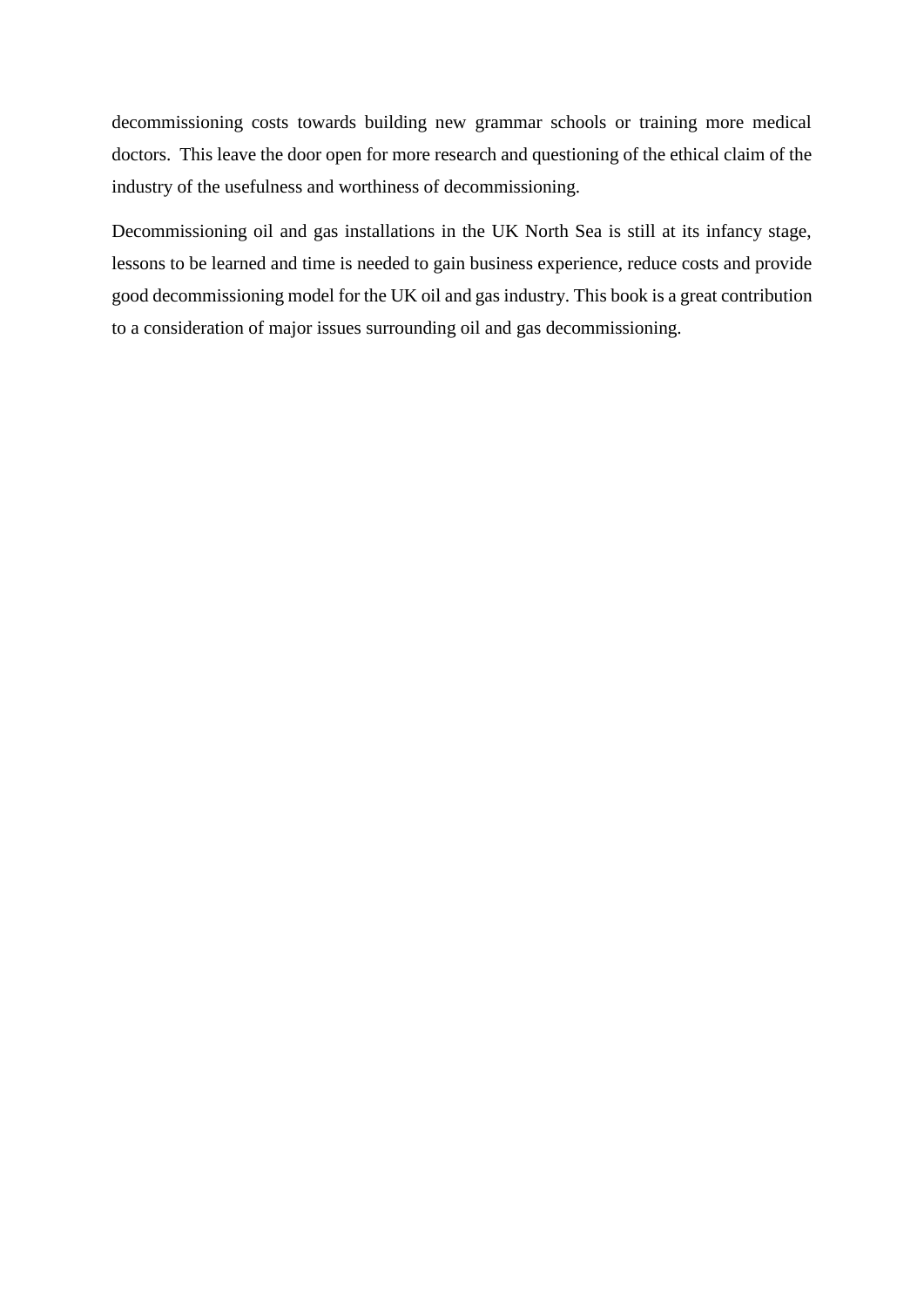decommissioning costs towards building new grammar schools or training more medical doctors. This leave the door open for more research and questioning of the ethical claim of the industry of the usefulness and worthiness of decommissioning.

Decommissioning oil and gas installations in the UK North Sea is still at its infancy stage, lessons to be learned and time is needed to gain business experience, reduce costs and provide good decommissioning model for the UK oil and gas industry. This book is a great contribution to a consideration of major issues surrounding oil and gas decommissioning.